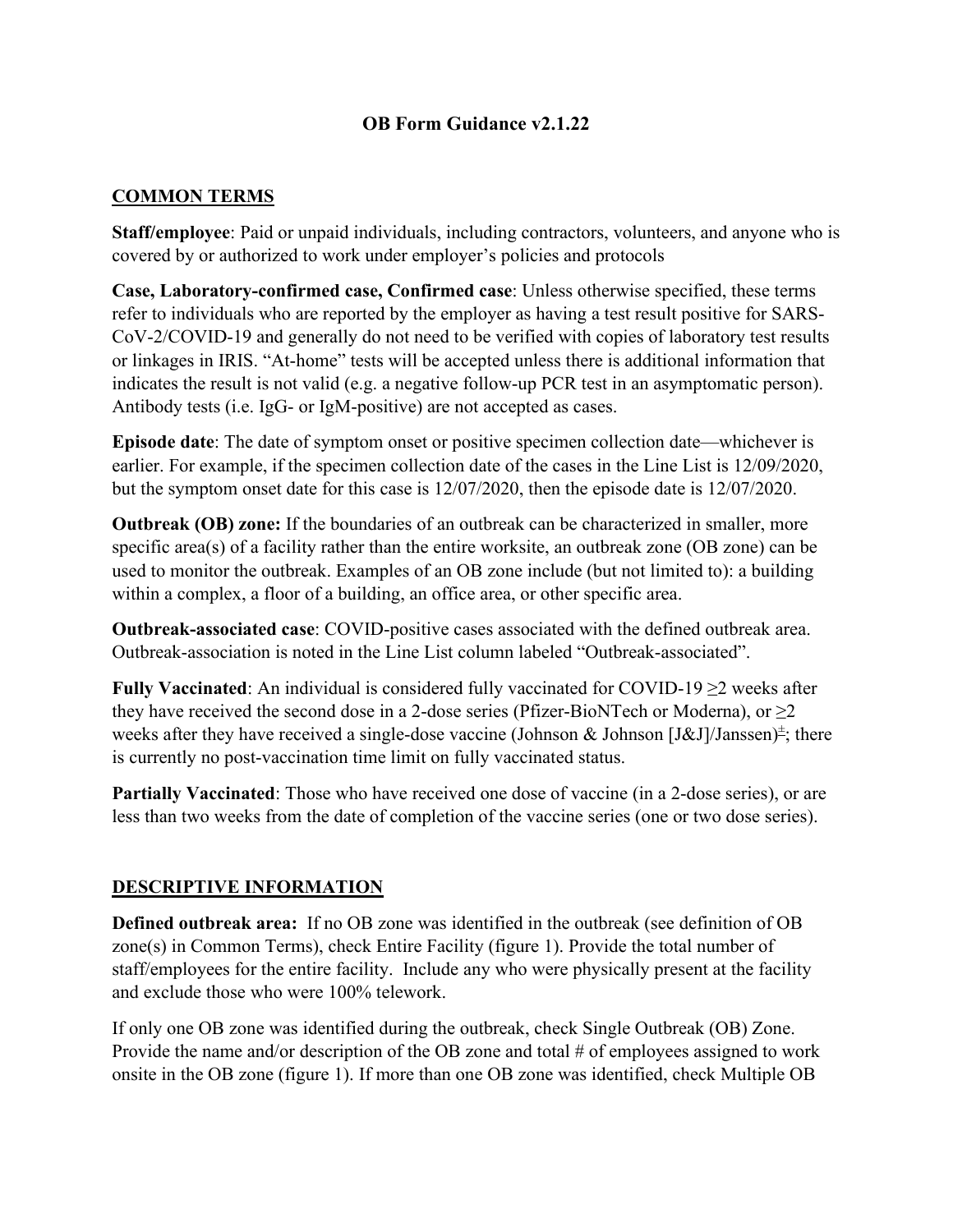# OB Form Guidance v2.1.22

## COMMON TERMS

**Staff/employee**: Paid or unpaid individuals, including contractors, volunteers, and anyone who is covered by or authorized to work under employer's policies and protocols

**Case, Laboratory-confirmed case, Confirmed case**: Unless otherwise specified, these terms refer to individuals who are reported by the employer as having a test result positive for SARS-CoV-2/COVID-19 and generally do not need to be verified with copies of laboratory test results or linkages in IRIS. "At-home" tests will be accepted unless there is additional information that indicates the result is not valid (e.g. a negative follow-up PCR test in an asymptomatic person). Antibody tests (i.e. IgG- or IgM-positive) are not accepted as cases.

**Episode date**: The date of symptom onset or positive specimen collection date—whichever is earlier. For example, if the specimen collection date of the cases in the Line List is 12/09/2020, but the symptom onset date for this case is 12/07/2020, then the episode date is 12/07/2020.

**Outbreak (OB) zone:** If the boundaries of an outbreak can be characterized in smaller, more specific area(s) of a facility rather than the entire worksite, an outbreak zone (OB zone) can be used to monitor the outbreak. Examples of an OB zone include (but not limited to): a building within a complex, a floor of a building, an office area, or other specific area.

**Outbreak-associated case**: COVID-positive cases associated with the defined outbreak area. Outbreak-association is noted in the Line List column labeled "Outbreak-associated".

**Fully Vaccinated**: An individual is considered fully vaccinated for COVID-19 ≥2 weeks after they have received the second dose in a 2-dose series (Pfizer-BioNTech or Moderna), or ≥2 weeks after they have received a single-dose vaccine (Johnson & Johnson [J&J]/Janssen)[±]; there is currently no post-vaccination time limit on fully vaccinated status.

**Partially Vaccinated**: Those who have received one dose of vaccine (in a 2-dose series), or are less than two weeks from the date of completion of the vaccine series (one or two dose series).

## DESCRIPTIVE INFORMATION

**Defined outbreak area:** If no OB zone was identified in the outbreak (see definition of OB zone(s) in Common Terms), check Entire Facility (figure 1). Provide the total number of staff/employees for the entire facility. Include any who were physically present at the facility and exclude those who were 100% telework.

If only one OB zone was identified during the outbreak, check Single Outbreak (OB) Zone. Provide the name and/or description of the OB zone and total # of employees assigned to work onsite in the OB zone (figure 1). If more than one OB zone was identified, check Multiple OB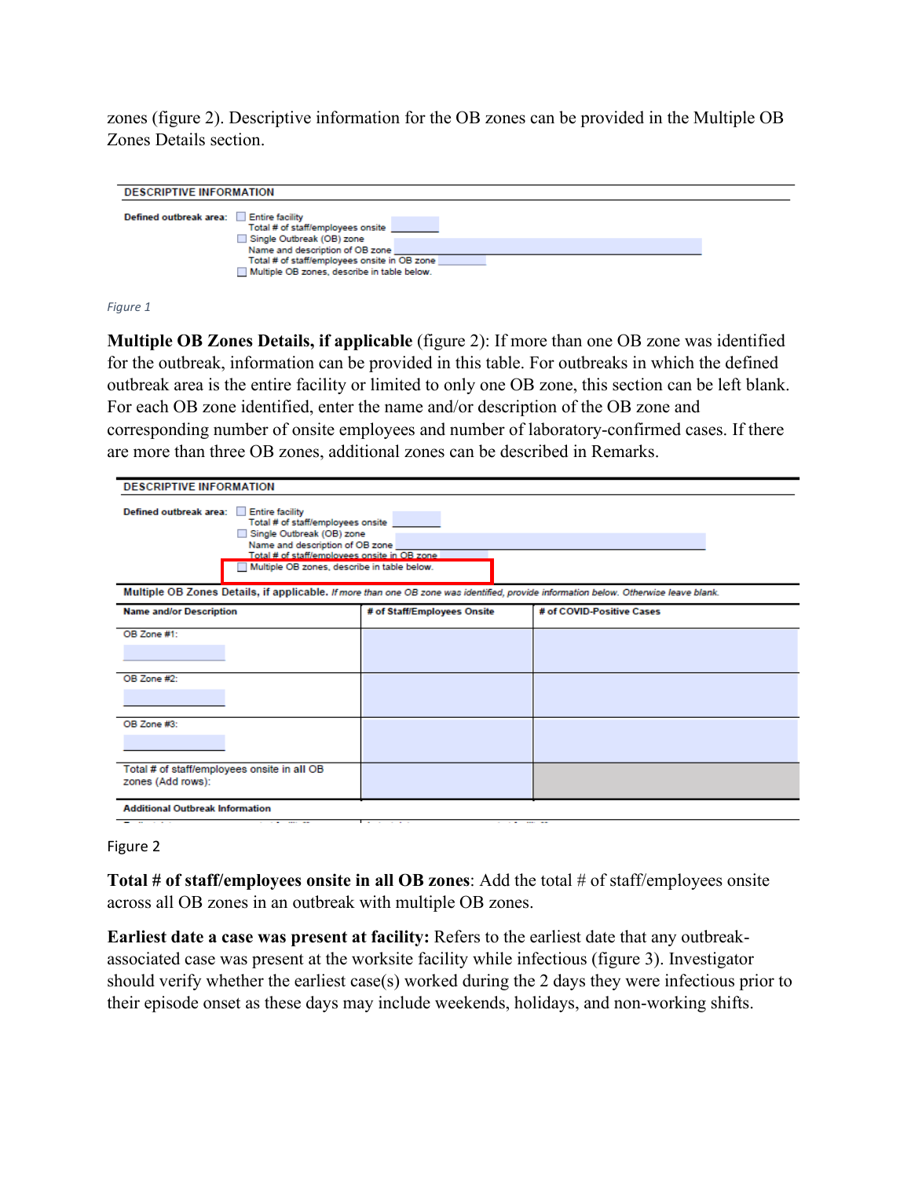zones (figure 2). Descriptive information for the OB zones can be provided in the Multiple OB Zones Details section.

**DESCRIPTIVE INFORMATION**

**Defined outbreak area:** ☐ Entire facility
Total # of staff/employees onsite
☐ Single Outbreak (OB) zone
Name and description of OB zone
Total # of staff/employees onsite in OB zone
☐ Multiple OB zones, describe in table below.

*Figure 1*

**Multiple OB Zones Details, if applicable** (figure 2): If more than one OB zone was identified for the outbreak, information can be provided in this table. For outbreaks in which the defined outbreak area is the entire facility or limited to only one OB zone, this section can be left blank. For each OB zone identified, enter the name and/or description of the OB zone and corresponding number of onsite employees and number of laboratory-confirmed cases. If there are more than three OB zones, additional zones can be described in Remarks.

**DESCRIPTIVE INFORMATION**

**Defined outbreak area:** ☐ Entire facility
Total # of staff/employees onsite
☐ Single Outbreak (OB) zone
Name and description of OB zone
Total # of staff/employees onsite in OB zone
☐ Multiple OB zones, describe in table below.

**Multiple OB Zones Details, if applicable.** *If more than one OB zone was identified, provide information below. Otherwise leave blank.*

| Name and/or Description | # of Staff/Employees Onsite | # of COVID-Positive Cases |
|---|---|---|
| OB Zone #1: | | |
| OB Zone #2: | | |
| OB Zone #3: | | |
| Total # of staff/employees onsite in all OB zones (Add rows): | | |

**Additional Outbreak Information**

Figure 2

**Total # of staff/employees onsite in all OB zones**: Add the total # of staff/employees onsite across all OB zones in an outbreak with multiple OB zones.

**Earliest date a case was present at facility:** Refers to the earliest date that any outbreak-associated case was present at the worksite facility while infectious (figure 3). Investigator should verify whether the earliest case(s) worked during the 2 days they were infectious prior to their episode onset as these days may include weekends, holidays, and non-working shifts.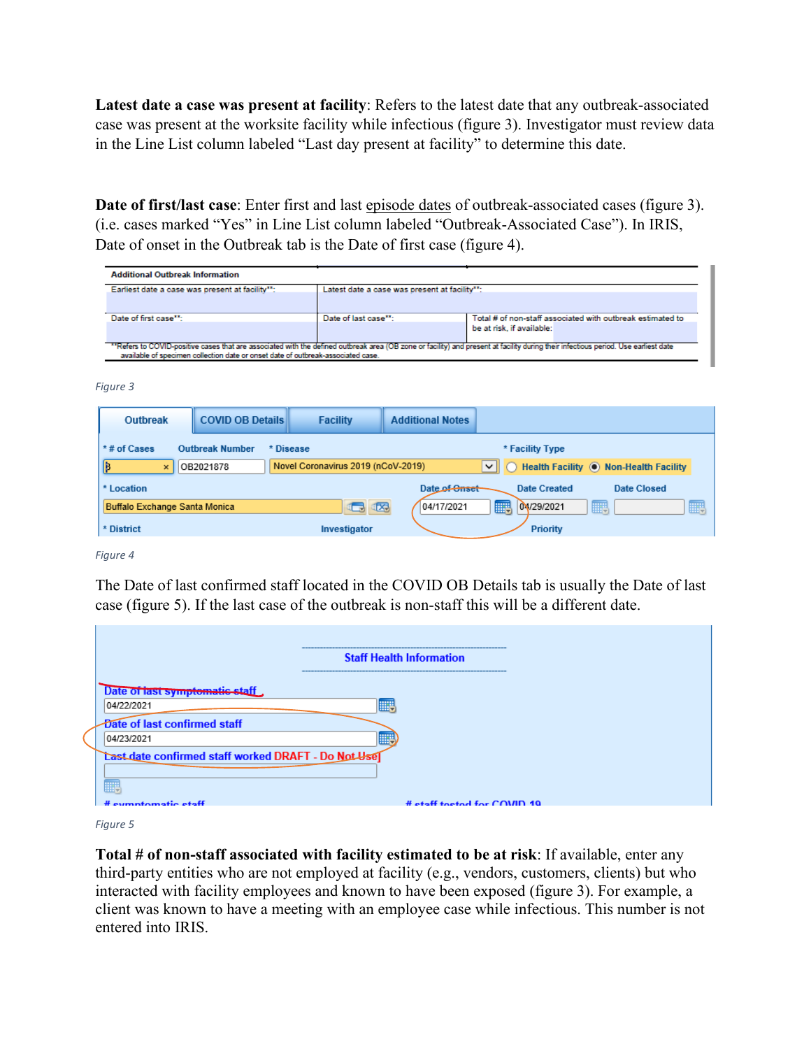**Latest date a case was present at facility**: Refers to the latest date that any outbreak-associated case was present at the worksite facility while infectious (figure 3). Investigator must review data in the Line List column labeled "Last day present at facility" to determine this date.

**Date of first/last case**: Enter first and last episode dates of outbreak-associated cases (figure 3). (i.e. cases marked "Yes" in Line List column labeled "Outbreak-Associated Case"). In IRIS, Date of onset in the Outbreak tab is the Date of first case (figure 4).

| Additional Outbreak Information | | |
|---|---|---|
| Earliest date a case was present at facility**: | Latest date a case was present at facility**: | |
| Date of first case**: | Date of last case**: | Total # of non-staff associated with outbreak estimated to be at risk, if available: |

**Refers to COVID-positive cases that are associated with the defined outbreak area (OB zone or facility) and present at facility during their infectious period. Use earliest date available of specimen collection date or onset date of outbreak-associated case.

*Figure 3*

| Outbreak | COVID OB Details | Facility | Additional Notes |
|---|---|---|---|

| * # of Cases | Outbreak Number | * Disease | * Facility Type |
|---|---|---|---|
| 3 | OB2021878 | Novel Coronavirus 2019 (nCoV-2019) | Health Facility / ◉ Non-Health Facility |

| * Location | Date of Onset | Date Created | Date Closed |
|---|---|---|---|
| Buffalo Exchange Santa Monica | 04/17/2021 | 04/29/2021 | |

* District | Investigator | Priority

*Figure 4*

The Date of last confirmed staff located in the COVID OB Details tab is usually the Date of last case (figure 5). If the last case of the outbreak is non-staff this will be a different date.

Staff Health Information

~~Date of last symptomatic staff~~
04/22/2021

Date of last confirmed staff
04/23/2021

~~Last date confirmed staff worked DRAFT - Do Not Use]~~

# symptomatic staff | # staff tested for COVID 19

*Figure 5*

**Total # of non-staff associated with facility estimated to be at risk**: If available, enter any third-party entities who are not employed at facility (e.g., vendors, customers, clients) but who interacted with facility employees and known to have been exposed (figure 3). For example, a client was known to have a meeting with an employee case while infectious. This number is not entered into IRIS.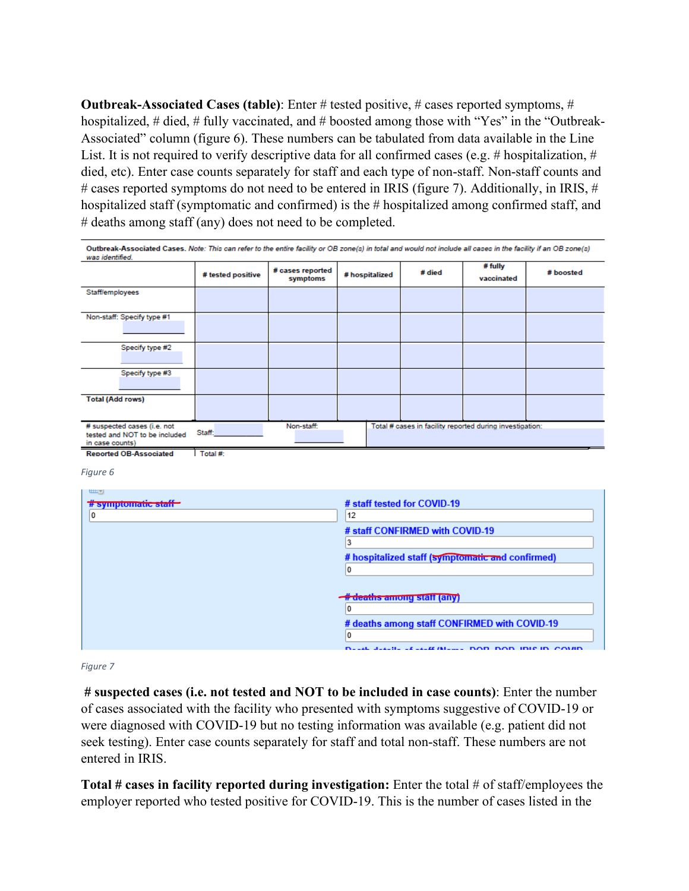**Outbreak-Associated Cases (table)**: Enter # tested positive, # cases reported symptoms, # hospitalized, # died, # fully vaccinated, and # boosted among those with "Yes" in the "Outbreak-Associated" column (figure 6). These numbers can be tabulated from data available in the Line List. It is not required to verify descriptive data for all confirmed cases (e.g. # hospitalization, # died, etc). Enter case counts separately for staff and each type of non-staff. Non-staff counts and # cases reported symptoms do not need to be entered in IRIS (figure 7). Additionally, in IRIS, # hospitalized staff (symptomatic and confirmed) is the # hospitalized among confirmed staff, and # deaths among staff (any) does not need to be completed.

**Outbreak-Associated Cases.** *Note: This can refer to the entire facility or OB zone(s) in total and would not include all cases in the facility if an OB zone(s) was identified.*

| | # tested positive | # cases reported symptoms | # hospitalized | # died | # fully vaccinated | # boosted |
|---|---|---|---|---|---|---|
| Staff/employees | | | | | | |
| Non-staff: Specify type #1 ______ | | | | | | |
| Specify type #2 ______ | | | | | | |
| Specify type #3 ______ | | | | | | |
| **Total (Add rows)** | | | | | | |
| # suspected cases (i.e. not tested and NOT to be included in case counts) | Staff: ______ | Non-staff: ______ | Total # cases in facility reported during investigation: | | | |
| **Reported OB-Associated** | Total #: | | | | | |

*Figure 6*

| | |
|---|---|
| ~~# symptomatic staff~~ | # staff tested for COVID-19 |
| 0 | 12 |
| | # staff CONFIRMED with COVID-19 |
| | 3 |
| | # hospitalized staff (~~symptomatic and~~ confirmed) |
| | 0 |
| | ~~# deaths among staff (any)~~ |
| | 0 |
| | # deaths among staff CONFIRMED with COVID-19 |
| | 0 |

*Figure 7*

**# suspected cases (i.e. not tested and NOT to be included in case counts)**: Enter the number of cases associated with the facility who presented with symptoms suggestive of COVID-19 or were diagnosed with COVID-19 but no testing information was available (e.g. patient did not seek testing). Enter case counts separately for staff and total non-staff. These numbers are not entered in IRIS.

**Total # cases in facility reported during investigation:** Enter the total # of staff/employees the employer reported who tested positive for COVID-19. This is the number of cases listed in the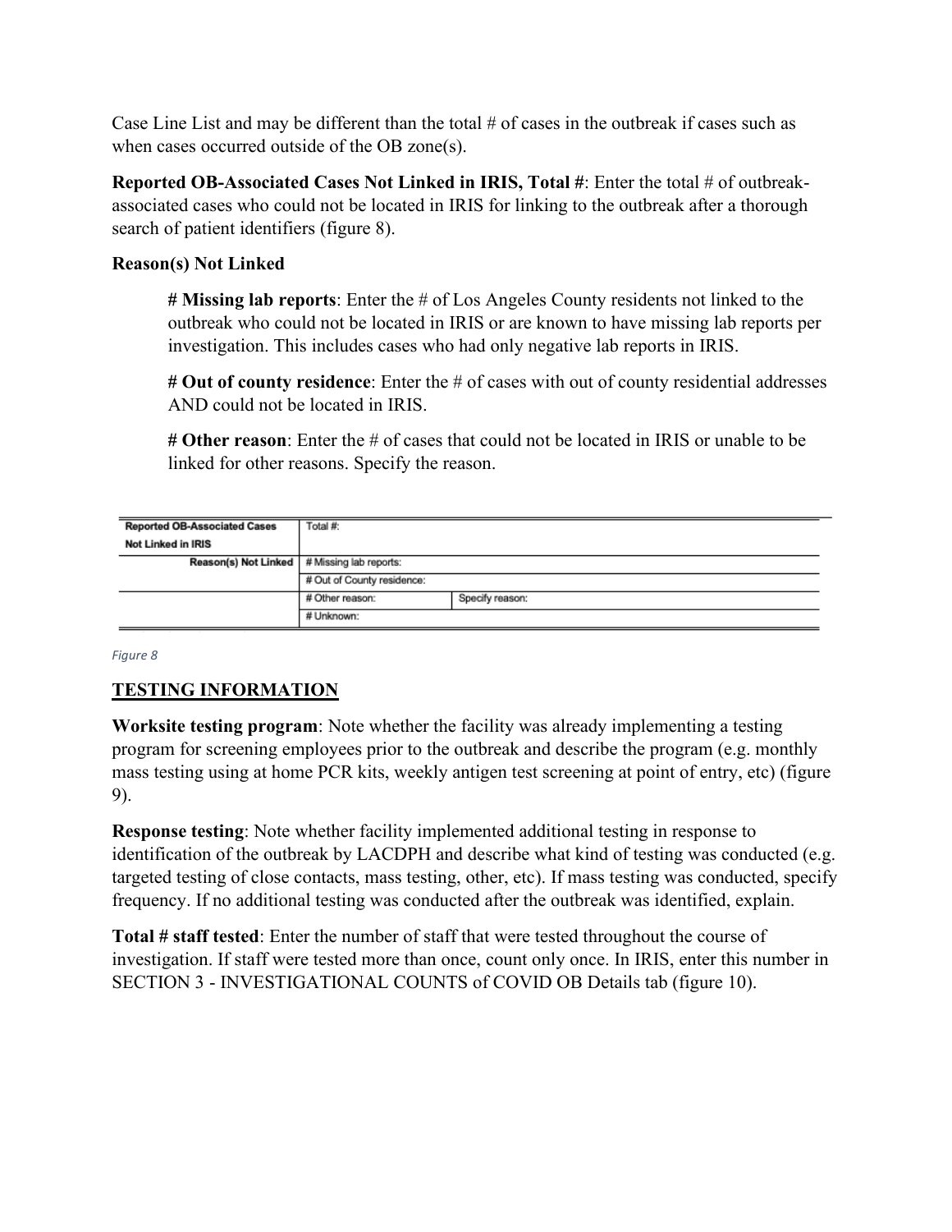Case Line List and may be different than the total # of cases in the outbreak if cases such as when cases occurred outside of the OB zone(s).

**Reported OB-Associated Cases Not Linked in IRIS, Total #**: Enter the total # of outbreak-associated cases who could not be located in IRIS for linking to the outbreak after a thorough search of patient identifiers (figure 8).

**Reason(s) Not Linked**

> **# Missing lab reports**: Enter the # of Los Angeles County residents not linked to the outbreak who could not be located in IRIS or are known to have missing lab reports per investigation. This includes cases who had only negative lab reports in IRIS.
>
> **# Out of county residence**: Enter the # of cases with out of county residential addresses AND could not be located in IRIS.
>
> **# Other reason**: Enter the # of cases that could not be located in IRIS or unable to be linked for other reasons. Specify the reason.

| Reported OB-Associated Cases Not Linked in IRIS | Total #: | |
|---|---|---|
| Reason(s) Not Linked | # Missing lab reports: | |
| | # Out of County residence: | |
| | # Other reason: | Specify reason: |
| | # Unknown: | |

*Figure 8*

## TESTING INFORMATION

**Worksite testing program**: Note whether the facility was already implementing a testing program for screening employees prior to the outbreak and describe the program (e.g. monthly mass testing using at home PCR kits, weekly antigen test screening at point of entry, etc) (figure 9).

**Response testing**: Note whether facility implemented additional testing in response to identification of the outbreak by LACDPH and describe what kind of testing was conducted (e.g. targeted testing of close contacts, mass testing, other, etc). If mass testing was conducted, specify frequency. If no additional testing was conducted after the outbreak was identified, explain.

**Total # staff tested**: Enter the number of staff that were tested throughout the course of investigation. If staff were tested more than once, count only once. In IRIS, enter this number in SECTION 3 - INVESTIGATIONAL COUNTS of COVID OB Details tab (figure 10).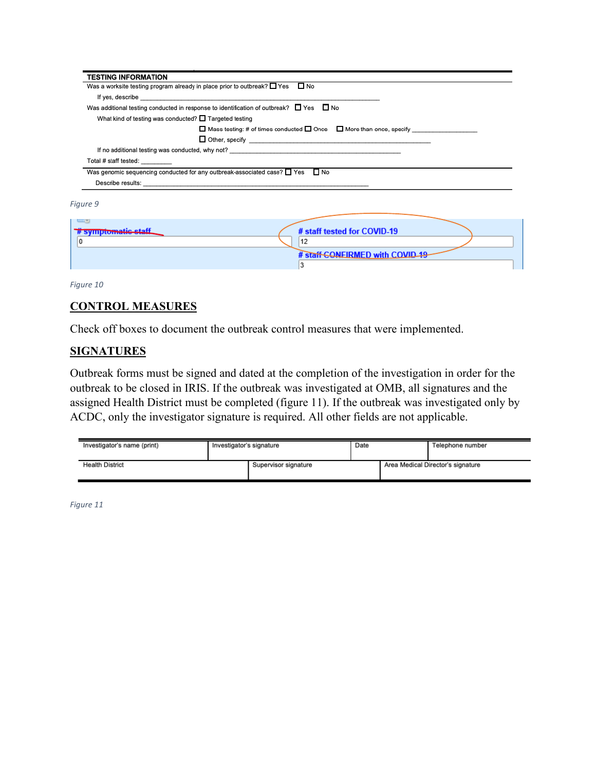**TESTING INFORMATION**

Was a worksite testing program already in place prior to outbreak? ☐ Yes ☐ No

If yes, describe \_\_\_\_\_\_\_\_\_\_\_\_\_\_\_\_\_\_\_\_\_\_\_\_\_\_\_\_\_\_\_\_\_\_\_\_\_\_\_\_\_\_\_\_\_\_\_\_\_\_\_\_\_\_\_\_\_\_\_\_

Was additional testing conducted in response to identification of outbreak? ☐ Yes ☐ No

What kind of testing was conducted? ☐ Targeted testing

☐ Mass testing: # of times conducted ☐ Once ☐ More than once, specify \_\_\_\_\_\_\_\_\_\_\_\_\_\_\_\_

☐ Other, specify \_\_\_\_\_\_\_\_\_\_\_\_\_\_\_\_\_\_\_\_\_\_\_\_\_\_\_\_\_\_\_\_\_\_\_\_\_\_\_\_\_\_\_\_\_\_

If no additional testing was conducted, why not? \_\_\_\_\_\_\_\_\_\_\_\_\_\_\_\_\_\_\_\_\_\_\_\_\_\_\_\_\_\_\_\_\_\_\_\_\_\_\_\_\_\_\_\_

Total # staff tested: \_\_\_\_\_\_\_\_\_

Was genomic sequencing conducted for any outbreak-associated case? ☐ Yes ☐ No

Describe results: \_\_\_\_\_\_\_\_\_\_\_\_\_\_\_\_\_\_\_\_\_\_\_\_\_\_\_\_\_\_\_\_\_\_\_\_\_\_\_\_\_\_\_\_\_\_\_\_\_\_\_\_\_\_\_\_\_\_

*Figure 9*

~~# symptomatic staff~~: 0

# staff tested for COVID-19: 12

~~# staff CONFIRMED with COVID-19~~: 3

*Figure 10*

## CONTROL MEASURES

Check off boxes to document the outbreak control measures that were implemented.

## SIGNATURES

Outbreak forms must be signed and dated at the completion of the investigation in order for the outbreak to be closed in IRIS. If the outbreak was investigated at OMB, all signatures and the assigned Health District must be completed (figure 11). If the outbreak was investigated only by ACDC, only the investigator signature is required. All other fields are not applicable.

| Investigator's name (print) | Investigator's signature | Date | Telephone number |
|---|---|---|---|
| Health District | Supervisor signature | Area Medical Director's signature | |

*Figure 11*